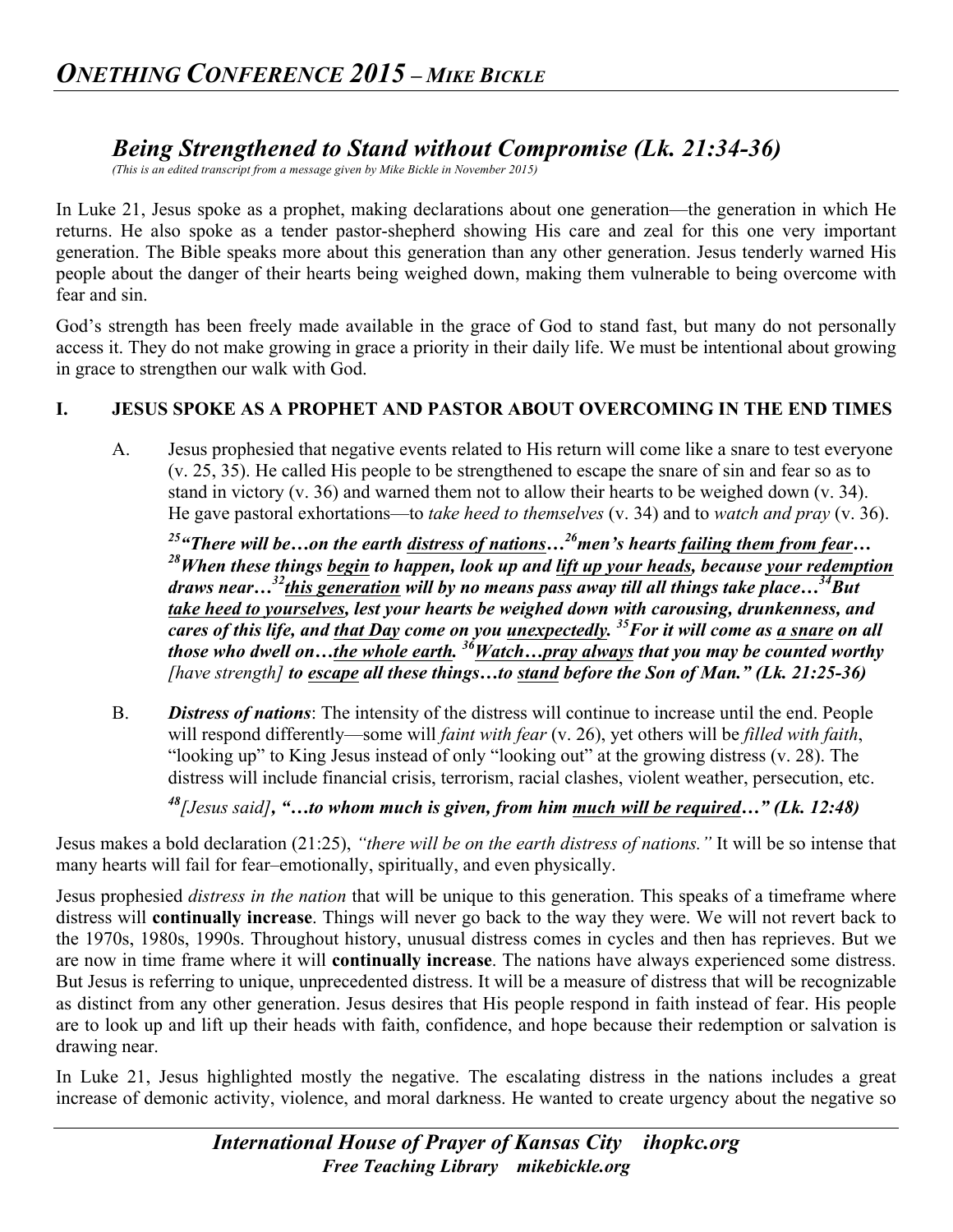# Being Strengthened to Stand without Compromise (Lk. 21:34-36)

*(This is an edited transcript from a message given by Mike Bickle in November 2015)*

In Luke 21, Jesus spoke as a prophet, making declarations about one generation—the generation in which He returns. He also spoke as a tender pastor-shepherd showing His care and zeal for this one very important generation. The Bible speaks more about this generation than any other generation. Jesus tenderly warned His people about the danger of their hearts being weighed down, making them vulnerable to being overcome with fear and sin.

God's strength has been freely made available in the grace of God to stand fast, but many do not personally access it. They do not make growing in grace a priority in their daily life. We must be intentional about growing in grace to strengthen our walk with God.

## I. JESUS SPOKE AS A PROPHET AND PASTOR ABOUT OVERCOMING IN THE END TIMES

A. Jesus prophesied that negative events related to His return will come like a snare to test everyone (v. 25, 35). He called His people to be strengthened to escape the snare of sin and fear so as to stand in victory (v. 36) and warned them not to allow their hearts to be weighed down (v. 34). He gave pastoral exhortations—to *take heed to themselves* (v. 34) and to *watch and pray* (v. 36).

> [25]***"There will be…on the earth distress of nations…***[26]***men's hearts failing them from fear…*** [28]***When these things begin to happen, look up and lift up your heads, because your redemption draws near…***[32]***this generation will by no means pass away till all things take place…***[34]***But take heed to yourselves, lest your hearts be weighed down with carousing, drunkenness, and cares of this life, and that Day come on you unexpectedly.*** [35]***For it will come as a snare on all those who dwell on…the whole earth.*** [36]***Watch…pray always that you may be counted worthy [have strength] to escape all these things…to stand before the Son of Man." (Lk. 21:25-36)***

B. ***Distress of nations***: The intensity of the distress will continue to increase until the end. People will respond differently—some will *faint with fear* (v. 26), yet others will be *filled with faith*, "looking up" to King Jesus instead of only "looking out" at the growing distress (v. 28). The distress will include financial crisis, terrorism, racial clashes, violent weather, persecution, etc.

> [48]*[Jesus said]*, ***"…to whom much is given, from him much will be required…" (Lk. 12:48)***

Jesus makes a bold declaration (21:25), *"there will be on the earth distress of nations."* It will be so intense that many hearts will fail for fear–emotionally, spiritually, and even physically.

Jesus prophesied *distress in the nation* that will be unique to this generation. This speaks of a timeframe where distress will **continually increase**. Things will never go back to the way they were. We will not revert back to the 1970s, 1980s, 1990s. Throughout history, unusual distress comes in cycles and then has reprieves. But we are now in time frame where it will **continually increase**. The nations have always experienced some distress. But Jesus is referring to unique, unprecedented distress. It will be a measure of distress that will be recognizable as distinct from any other generation. Jesus desires that His people respond in faith instead of fear. His people are to look up and lift up their heads with faith, confidence, and hope because their redemption or salvation is drawing near.

In Luke 21, Jesus highlighted mostly the negative. The escalating distress in the nations includes a great increase of demonic activity, violence, and moral darkness. He wanted to create urgency about the negative so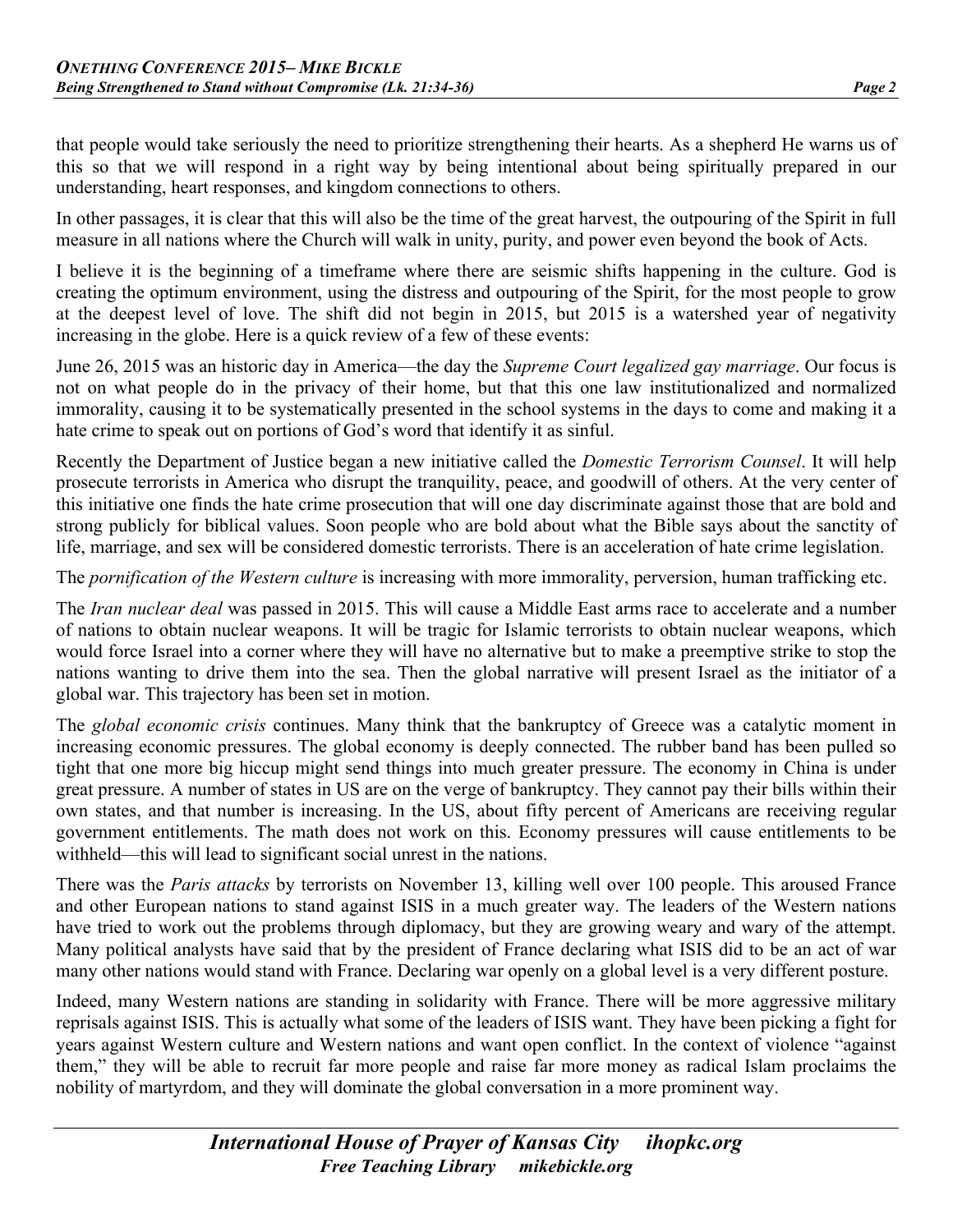that people would take seriously the need to prioritize strengthening their hearts. As a shepherd He warns us of this so that we will respond in a right way by being intentional about being spiritually prepared in our understanding, heart responses, and kingdom connections to others.

In other passages, it is clear that this will also be the time of the great harvest, the outpouring of the Spirit in full measure in all nations where the Church will walk in unity, purity, and power even beyond the book of Acts.

I believe it is the beginning of a timeframe where there are seismic shifts happening in the culture. God is creating the optimum environment, using the distress and outpouring of the Spirit, for the most people to grow at the deepest level of love. The shift did not begin in 2015, but 2015 is a watershed year of negativity increasing in the globe. Here is a quick review of a few of these events:

June 26, 2015 was an historic day in America—the day the *Supreme Court legalized gay marriage*. Our focus is not on what people do in the privacy of their home, but that this one law institutionalized and normalized immorality, causing it to be systematically presented in the school systems in the days to come and making it a hate crime to speak out on portions of God's word that identify it as sinful.

Recently the Department of Justice began a new initiative called the *Domestic Terrorism Counsel*. It will help prosecute terrorists in America who disrupt the tranquility, peace, and goodwill of others. At the very center of this initiative one finds the hate crime prosecution that will one day discriminate against those that are bold and strong publicly for biblical values. Soon people who are bold about what the Bible says about the sanctity of life, marriage, and sex will be considered domestic terrorists. There is an acceleration of hate crime legislation.

The *pornification of the Western culture* is increasing with more immorality, perversion, human trafficking etc.

The *Iran nuclear deal* was passed in 2015. This will cause a Middle East arms race to accelerate and a number of nations to obtain nuclear weapons. It will be tragic for Islamic terrorists to obtain nuclear weapons, which would force Israel into a corner where they will have no alternative but to make a preemptive strike to stop the nations wanting to drive them into the sea. Then the global narrative will present Israel as the initiator of a global war. This trajectory has been set in motion.

The *global economic crisis* continues. Many think that the bankruptcy of Greece was a catalytic moment in increasing economic pressures. The global economy is deeply connected. The rubber band has been pulled so tight that one more big hiccup might send things into much greater pressure. The economy in China is under great pressure. A number of states in US are on the verge of bankruptcy. They cannot pay their bills within their own states, and that number is increasing. In the US, about fifty percent of Americans are receiving regular government entitlements. The math does not work on this. Economy pressures will cause entitlements to be withheld—this will lead to significant social unrest in the nations.

There was the *Paris attacks* by terrorists on November 13, killing well over 100 people. This aroused France and other European nations to stand against ISIS in a much greater way. The leaders of the Western nations have tried to work out the problems through diplomacy, but they are growing weary and wary of the attempt. Many political analysts have said that by the president of France declaring what ISIS did to be an act of war many other nations would stand with France. Declaring war openly on a global level is a very different posture.

Indeed, many Western nations are standing in solidarity with France. There will be more aggressive military reprisals against ISIS. This is actually what some of the leaders of ISIS want. They have been picking a fight for years against Western culture and Western nations and want open conflict. In the context of violence "against them," they will be able to recruit far more people and raise far more money as radical Islam proclaims the nobility of martyrdom, and they will dominate the global conversation in a more prominent way.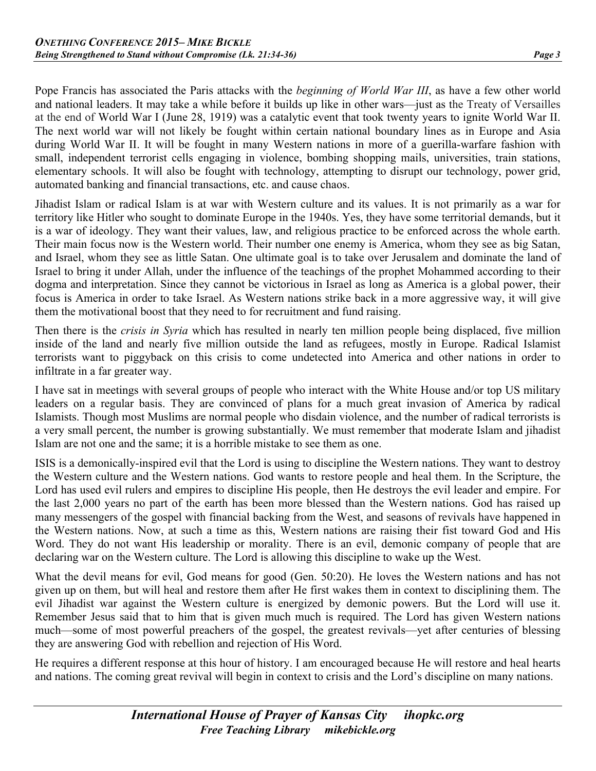Pope Francis has associated the Paris attacks with the *beginning of World War III*, as have a few other world and national leaders. It may take a while before it builds up like in other wars—just as the Treaty of Versailles at the end of World War I (June 28, 1919) was a catalytic event that took twenty years to ignite World War II. The next world war will not likely be fought within certain national boundary lines as in Europe and Asia during World War II. It will be fought in many Western nations in more of a guerilla-warfare fashion with small, independent terrorist cells engaging in violence, bombing shopping mails, universities, train stations, elementary schools. It will also be fought with technology, attempting to disrupt our technology, power grid, automated banking and financial transactions, etc. and cause chaos.

Jihadist Islam or radical Islam is at war with Western culture and its values. It is not primarily as a war for territory like Hitler who sought to dominate Europe in the 1940s. Yes, they have some territorial demands, but it is a war of ideology. They want their values, law, and religious practice to be enforced across the whole earth. Their main focus now is the Western world. Their number one enemy is America, whom they see as big Satan, and Israel, whom they see as little Satan. One ultimate goal is to take over Jerusalem and dominate the land of Israel to bring it under Allah, under the influence of the teachings of the prophet Mohammed according to their dogma and interpretation. Since they cannot be victorious in Israel as long as America is a global power, their focus is America in order to take Israel. As Western nations strike back in a more aggressive way, it will give them the motivational boost that they need to for recruitment and fund raising.

Then there is the *crisis in Syria* which has resulted in nearly ten million people being displaced, five million inside of the land and nearly five million outside the land as refugees, mostly in Europe. Radical Islamist terrorists want to piggyback on this crisis to come undetected into America and other nations in order to infiltrate in a far greater way.

I have sat in meetings with several groups of people who interact with the White House and/or top US military leaders on a regular basis. They are convinced of plans for a much great invasion of America by radical Islamists. Though most Muslims are normal people who disdain violence, and the number of radical terrorists is a very small percent, the number is growing substantially. We must remember that moderate Islam and jihadist Islam are not one and the same; it is a horrible mistake to see them as one.

ISIS is a demonically-inspired evil that the Lord is using to discipline the Western nations. They want to destroy the Western culture and the Western nations. God wants to restore people and heal them. In the Scripture, the Lord has used evil rulers and empires to discipline His people, then He destroys the evil leader and empire. For the last 2,000 years no part of the earth has been more blessed than the Western nations. God has raised up many messengers of the gospel with financial backing from the West, and seasons of revivals have happened in the Western nations. Now, at such a time as this, Western nations are raising their fist toward God and His Word. They do not want His leadership or morality. There is an evil, demonic company of people that are declaring war on the Western culture. The Lord is allowing this discipline to wake up the West.

What the devil means for evil, God means for good (Gen. 50:20). He loves the Western nations and has not given up on them, but will heal and restore them after He first wakes them in context to disciplining them. The evil Jihadist war against the Western culture is energized by demonic powers. But the Lord will use it. Remember Jesus said that to him that is given much much is required. The Lord has given Western nations much—some of most powerful preachers of the gospel, the greatest revivals—yet after centuries of blessing they are answering God with rebellion and rejection of His Word.

He requires a different response at this hour of history. I am encouraged because He will restore and heal hearts and nations. The coming great revival will begin in context to crisis and the Lord's discipline on many nations.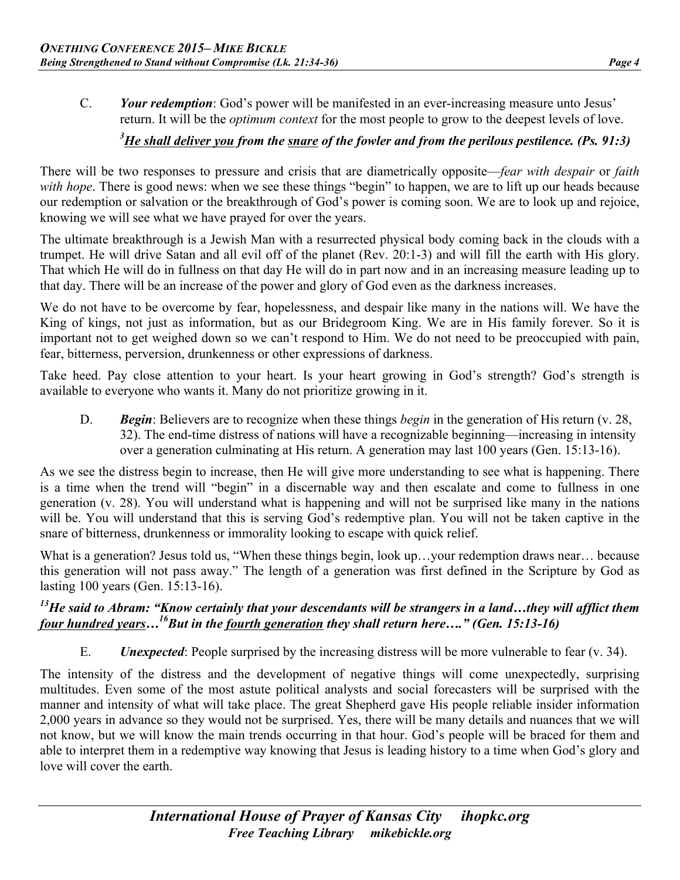C. ***Your redemption***: God's power will be manifested in an ever-increasing measure unto Jesus' return. It will be the *optimum context* for the most people to grow to the deepest levels of love.

> [3]***He shall deliver you** from the **snare** of the fowler and from the perilous pestilence. (Ps. 91:3)*

There will be two responses to pressure and crisis that are diametrically opposite—*fear with despair* or *faith with hope*. There is good news: when we see these things "begin" to happen, we are to lift up our heads because our redemption or salvation or the breakthrough of God's power is coming soon. We are to look up and rejoice, knowing we will see what we have prayed for over the years.

The ultimate breakthrough is a Jewish Man with a resurrected physical body coming back in the clouds with a trumpet. He will drive Satan and all evil off of the planet (Rev. 20:1-3) and will fill the earth with His glory. That which He will do in fullness on that day He will do in part now and in an increasing measure leading up to that day. There will be an increase of the power and glory of God even as the darkness increases.

We do not have to be overcome by fear, hopelessness, and despair like many in the nations will. We have the King of kings, not just as information, but as our Bridegroom King. We are in His family forever. So it is important not to get weighed down so we can't respond to Him. We do not need to be preoccupied with pain, fear, bitterness, perversion, drunkenness or other expressions of darkness.

Take heed. Pay close attention to your heart. Is your heart growing in God's strength? God's strength is available to everyone who wants it. Many do not prioritize growing in it.

D. ***Begin***: Believers are to recognize when these things *begin* in the generation of His return (v. 28, 32). The end-time distress of nations will have a recognizable beginning—increasing in intensity over a generation culminating at His return. A generation may last 100 years (Gen. 15:13-16).

As we see the distress begin to increase, then He will give more understanding to see what is happening. There is a time when the trend will "begin" in a discernable way and then escalate and come to fullness in one generation (v. 28). You will understand what is happening and will not be surprised like many in the nations will be. You will understand that this is serving God's redemptive plan. You will not be taken captive in the snare of bitterness, drunkenness or immorality looking to escape with quick relief.

What is a generation? Jesus told us, "When these things begin, look up…your redemption draws near… because this generation will not pass away." The length of a generation was first defined in the Scripture by God as lasting 100 years (Gen. 15:13-16).

> [13]***He said to Abram: "Know certainly that your descendants will be strangers in a land…they will afflict them four hundred years…[16]But in the fourth generation they shall return here…." (Gen. 15:13-16)***

E. ***Unexpected***: People surprised by the increasing distress will be more vulnerable to fear (v. 34).

The intensity of the distress and the development of negative things will come unexpectedly, surprising multitudes. Even some of the most astute political analysts and social forecasters will be surprised with the manner and intensity of what will take place. The great Shepherd gave His people reliable insider information 2,000 years in advance so they would not be surprised. Yes, there will be many details and nuances that we will not know, but we will know the main trends occurring in that hour. God's people will be braced for them and able to interpret them in a redemptive way knowing that Jesus is leading history to a time when God's glory and love will cover the earth.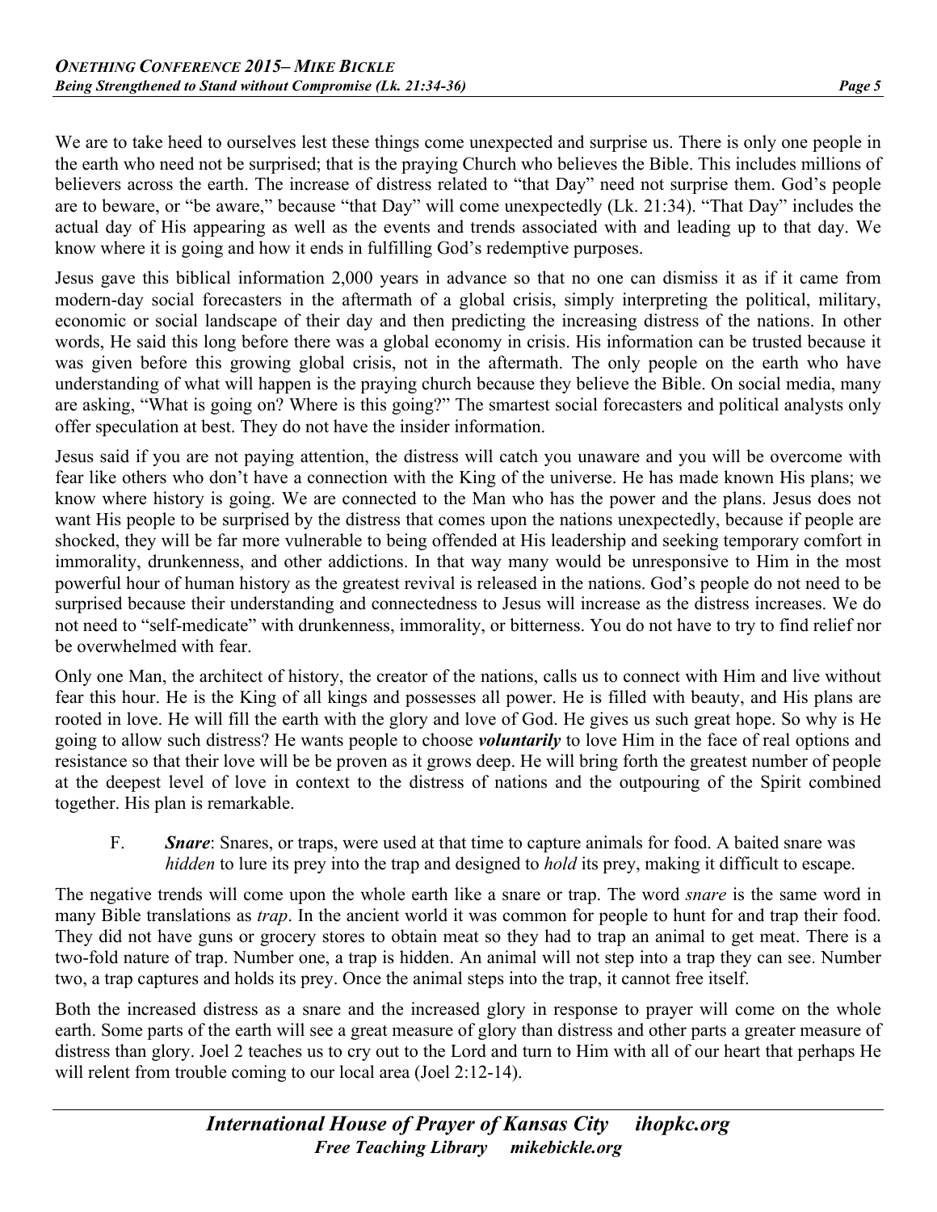We are to take heed to ourselves lest these things come unexpected and surprise us. There is only one people in the earth who need not be surprised; that is the praying Church who believes the Bible. This includes millions of believers across the earth. The increase of distress related to "that Day" need not surprise them. God's people are to beware, or "be aware," because "that Day" will come unexpectedly (Lk. 21:34). "That Day" includes the actual day of His appearing as well as the events and trends associated with and leading up to that day. We know where it is going and how it ends in fulfilling God's redemptive purposes.

Jesus gave this biblical information 2,000 years in advance so that no one can dismiss it as if it came from modern-day social forecasters in the aftermath of a global crisis, simply interpreting the political, military, economic or social landscape of their day and then predicting the increasing distress of the nations. In other words, He said this long before there was a global economy in crisis. His information can be trusted because it was given before this growing global crisis, not in the aftermath. The only people on the earth who have understanding of what will happen is the praying church because they believe the Bible. On social media, many are asking, "What is going on? Where is this going?" The smartest social forecasters and political analysts only offer speculation at best. They do not have the insider information.

Jesus said if you are not paying attention, the distress will catch you unaware and you will be overcome with fear like others who don't have a connection with the King of the universe. He has made known His plans; we know where history is going. We are connected to the Man who has the power and the plans. Jesus does not want His people to be surprised by the distress that comes upon the nations unexpectedly, because if people are shocked, they will be far more vulnerable to being offended at His leadership and seeking temporary comfort in immorality, drunkenness, and other addictions. In that way many would be unresponsive to Him in the most powerful hour of human history as the greatest revival is released in the nations. God's people do not need to be surprised because their understanding and connectedness to Jesus will increase as the distress increases. We do not need to "self-medicate" with drunkenness, immorality, or bitterness. You do not have to try to find relief nor be overwhelmed with fear.

Only one Man, the architect of history, the creator of the nations, calls us to connect with Him and live without fear this hour. He is the King of all kings and possesses all power. He is filled with beauty, and His plans are rooted in love. He will fill the earth with the glory and love of God. He gives us such great hope. So why is He going to allow such distress? He wants people to choose ***voluntarily*** to love Him in the face of real options and resistance so that their love will be be proven as it grows deep. He will bring forth the greatest number of people at the deepest level of love in context to the distress of nations and the outpouring of the Spirit combined together. His plan is remarkable.

F. ***Snare***: Snares, or traps, were used at that time to capture animals for food. A baited snare was *hidden* to lure its prey into the trap and designed to *hold* its prey, making it difficult to escape.

The negative trends will come upon the whole earth like a snare or trap. The word *snare* is the same word in many Bible translations as *trap*. In the ancient world it was common for people to hunt for and trap their food. They did not have guns or grocery stores to obtain meat so they had to trap an animal to get meat. There is a two-fold nature of trap. Number one, a trap is hidden. An animal will not step into a trap they can see. Number two, a trap captures and holds its prey. Once the animal steps into the trap, it cannot free itself.

Both the increased distress as a snare and the increased glory in response to prayer will come on the whole earth. Some parts of the earth will see a great measure of glory than distress and other parts a greater measure of distress than glory. Joel 2 teaches us to cry out to the Lord and turn to Him with all of our heart that perhaps He will relent from trouble coming to our local area (Joel 2:12-14).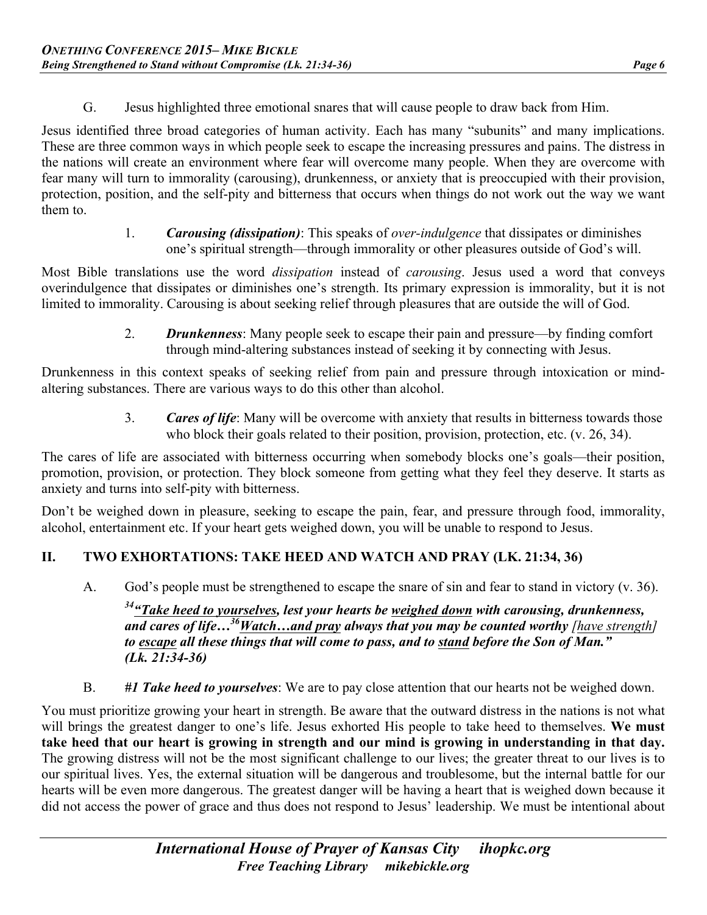G. Jesus highlighted three emotional snares that will cause people to draw back from Him.

Jesus identified three broad categories of human activity. Each has many "subunits" and many implications. These are three common ways in which people seek to escape the increasing pressures and pains. The distress in the nations will create an environment where fear will overcome many people. When they are overcome with fear many will turn to immorality (carousing), drunkenness, or anxiety that is preoccupied with their provision, protection, position, and the self-pity and bitterness that occurs when things do not work out the way we want them to.

1. ***Carousing (dissipation)***: This speaks of *over-indulgence* that dissipates or diminishes one's spiritual strength—through immorality or other pleasures outside of God's will.

Most Bible translations use the word *dissipation* instead of *carousing*. Jesus used a word that conveys overindulgence that dissipates or diminishes one's strength. Its primary expression is immorality, but it is not limited to immorality. Carousing is about seeking relief through pleasures that are outside the will of God.

2. ***Drunkenness***: Many people seek to escape their pain and pressure—by finding comfort through mind-altering substances instead of seeking it by connecting with Jesus.

Drunkenness in this context speaks of seeking relief from pain and pressure through intoxication or mind-altering substances. There are various ways to do this other than alcohol.

3. ***Cares of life***: Many will be overcome with anxiety that results in bitterness towards those who block their goals related to their position, provision, protection, etc. (v. 26, 34).

The cares of life are associated with bitterness occurring when somebody blocks one's goals—their position, promotion, provision, or protection. They block someone from getting what they feel they deserve. It starts as anxiety and turns into self-pity with bitterness.

Don't be weighed down in pleasure, seeking to escape the pain, fear, and pressure through food, immorality, alcohol, entertainment etc. If your heart gets weighed down, you will be unable to respond to Jesus.

## II. TWO EXHORTATIONS: TAKE HEED AND WATCH AND PRAY (LK. 21:34, 36)

A. God's people must be strengthened to escape the snare of sin and fear to stand in victory (v. 36).

> [34]***"<u>Take heed to yourselves</u>, lest your hearts be <u>weighed down</u> with carousing, drunkenness, and cares of life…[36]<u>Watch…and pray</u> always that you may be counted worthy** [<u>have strength</u>] **to <u>escape</u> all these things that will come to pass, and to <u>stand</u> before the Son of Man." (Lk. 21:34-36)***

B. ***#1 Take heed to yourselves***: We are to pay close attention that our hearts not be weighed down.

You must prioritize growing your heart in strength. Be aware that the outward distress in the nations is not what will brings the greatest danger to one's life. Jesus exhorted His people to take heed to themselves. **We must take heed that our heart is growing in strength and our mind is growing in understanding in that day.** The growing distress will not be the most significant challenge to our lives; the greater threat to our lives is to our spiritual lives. Yes, the external situation will be dangerous and troublesome, but the internal battle for our hearts will be even more dangerous. The greatest danger will be having a heart that is weighed down because it did not access the power of grace and thus does not respond to Jesus' leadership. We must be intentional about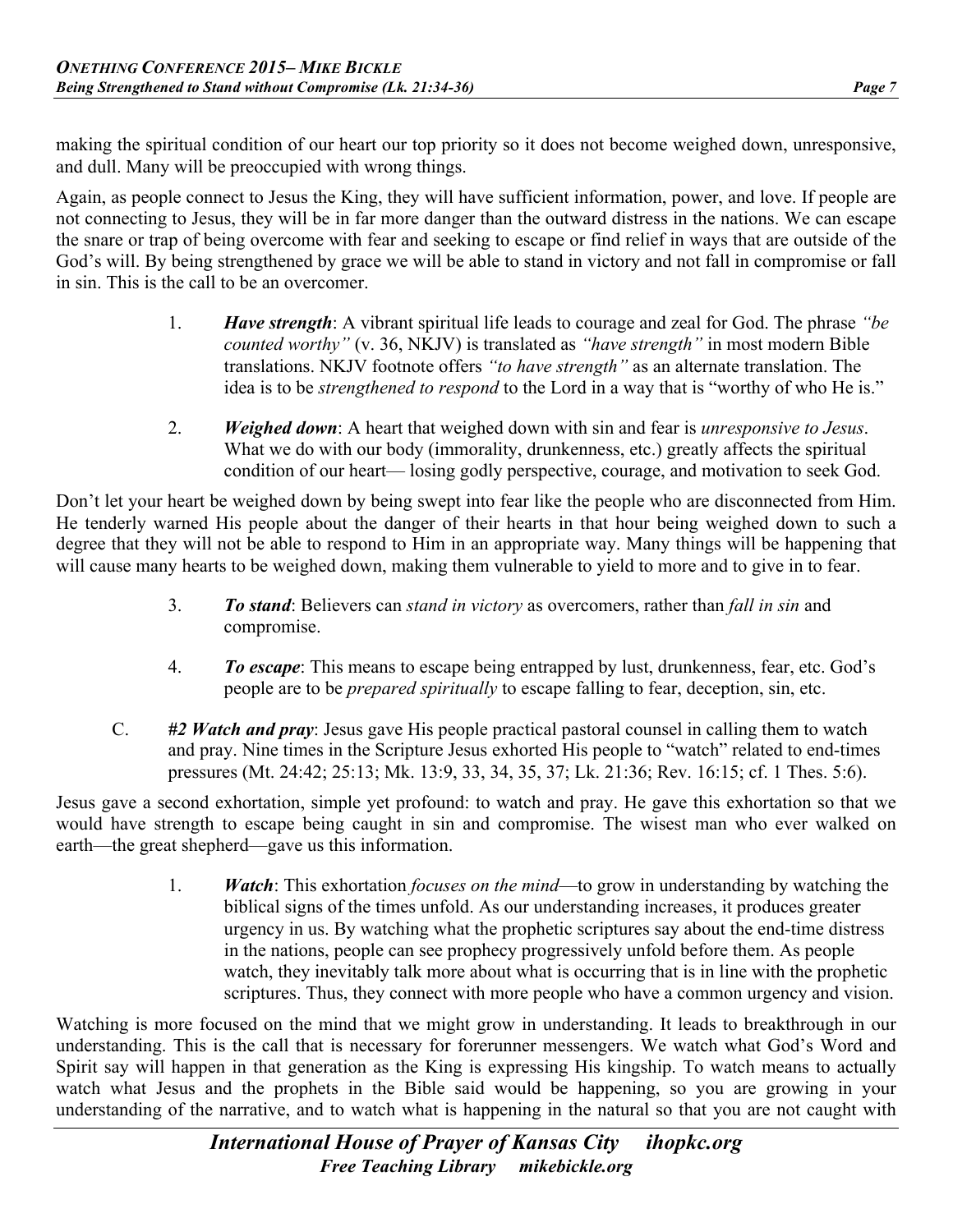making the spiritual condition of our heart our top priority so it does not become weighed down, unresponsive, and dull. Many will be preoccupied with wrong things.

Again, as people connect to Jesus the King, they will have sufficient information, power, and love. If people are not connecting to Jesus, they will be in far more danger than the outward distress in the nations. We can escape the snare or trap of being overcome with fear and seeking to escape or find relief in ways that are outside of the God's will. By being strengthened by grace we will be able to stand in victory and not fall in compromise or fall in sin. This is the call to be an overcomer.

1. ***Have strength***: A vibrant spiritual life leads to courage and zeal for God. The phrase *"be counted worthy"* (v. 36, NKJV) is translated as *"have strength"* in most modern Bible translations. NKJV footnote offers *"to have strength"* as an alternate translation. The idea is to be *strengthened to respond* to the Lord in a way that is "worthy of who He is."

2. ***Weighed down***: A heart that weighed down with sin and fear is *unresponsive to Jesus*. What we do with our body (immorality, drunkenness, etc.) greatly affects the spiritual condition of our heart— losing godly perspective, courage, and motivation to seek God.

Don't let your heart be weighed down by being swept into fear like the people who are disconnected from Him. He tenderly warned His people about the danger of their hearts in that hour being weighed down to such a degree that they will not be able to respond to Him in an appropriate way. Many things will be happening that will cause many hearts to be weighed down, making them vulnerable to yield to more and to give in to fear.

3. ***To stand***: Believers can *stand in victory* as overcomers, rather than *fall in sin* and compromise.

4. ***To escape***: This means to escape being entrapped by lust, drunkenness, fear, etc. God's people are to be *prepared spiritually* to escape falling to fear, deception, sin, etc.

C. ***#2 Watch and pray***: Jesus gave His people practical pastoral counsel in calling them to watch and pray. Nine times in the Scripture Jesus exhorted His people to "watch" related to end-times pressures (Mt. 24:42; 25:13; Mk. 13:9, 33, 34, 35, 37; Lk. 21:36; Rev. 16:15; cf. 1 Thes. 5:6).

Jesus gave a second exhortation, simple yet profound: to watch and pray. He gave this exhortation so that we would have strength to escape being caught in sin and compromise. The wisest man who ever walked on earth—the great shepherd—gave us this information.

1. ***Watch***: This exhortation *focuses on the mind*—to grow in understanding by watching the biblical signs of the times unfold. As our understanding increases, it produces greater urgency in us. By watching what the prophetic scriptures say about the end-time distress in the nations, people can see prophecy progressively unfold before them. As people watch, they inevitably talk more about what is occurring that is in line with the prophetic scriptures. Thus, they connect with more people who have a common urgency and vision.

Watching is more focused on the mind that we might grow in understanding. It leads to breakthrough in our understanding. This is the call that is necessary for forerunner messengers. We watch what God's Word and Spirit say will happen in that generation as the King is expressing His kingship. To watch means to actually watch what Jesus and the prophets in the Bible said would be happening, so you are growing in your understanding of the narrative, and to watch what is happening in the natural so that you are not caught with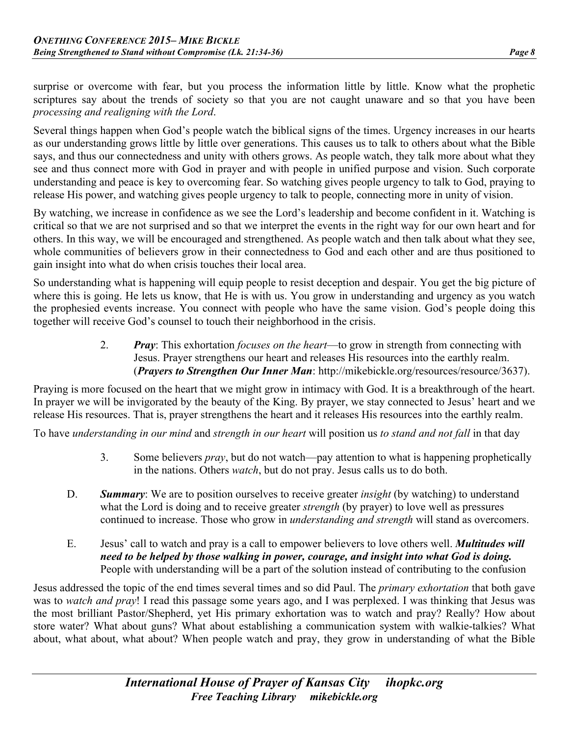surprise or overcome with fear, but you process the information little by little. Know what the prophetic scriptures say about the trends of society so that you are not caught unaware and so that you have been *processing and realigning with the Lord*.

Several things happen when God's people watch the biblical signs of the times. Urgency increases in our hearts as our understanding grows little by little over generations. This causes us to talk to others about what the Bible says, and thus our connectedness and unity with others grows. As people watch, they talk more about what they see and thus connect more with God in prayer and with people in unified purpose and vision. Such corporate understanding and peace is key to overcoming fear. So watching gives people urgency to talk to God, praying to release His power, and watching gives people urgency to talk to people, connecting more in unity of vision.

By watching, we increase in confidence as we see the Lord's leadership and become confident in it. Watching is critical so that we are not surprised and so that we interpret the events in the right way for our own heart and for others. In this way, we will be encouraged and strengthened. As people watch and then talk about what they see, whole communities of believers grow in their connectedness to God and each other and are thus positioned to gain insight into what do when crisis touches their local area.

So understanding what is happening will equip people to resist deception and despair. You get the big picture of where this is going. He lets us know, that He is with us. You grow in understanding and urgency as you watch the prophesied events increase. You connect with people who have the same vision. God's people doing this together will receive God's counsel to touch their neighborhood in the crisis.

2. ***Pray***: This exhortation *focuses on the heart*—to grow in strength from connecting with Jesus. Prayer strengthens our heart and releases His resources into the earthly realm. (***Prayers to Strengthen Our Inner Man***: http://mikebickle.org/resources/resource/3637).

Praying is more focused on the heart that we might grow in intimacy with God. It is a breakthrough of the heart. In prayer we will be invigorated by the beauty of the King. By prayer, we stay connected to Jesus' heart and we release His resources. That is, prayer strengthens the heart and it releases His resources into the earthly realm.

To have *understanding in our mind* and *strength in our heart* will position us *to stand and not fall* in that day

3. Some believers *pray*, but do not watch—pay attention to what is happening prophetically in the nations. Others *watch*, but do not pray. Jesus calls us to do both.

D. ***Summary***: We are to position ourselves to receive greater *insight* (by watching) to understand what the Lord is doing and to receive greater *strength* (by prayer) to love well as pressures continued to increase. Those who grow in *understanding and strength* will stand as overcomers.

E. Jesus' call to watch and pray is a call to empower believers to love others well. ***Multitudes will need to be helped by those walking in power, courage, and insight into what God is doing.*** People with understanding will be a part of the solution instead of contributing to the confusion

Jesus addressed the topic of the end times several times and so did Paul. The *primary exhortation* that both gave was to *watch and pray*! I read this passage some years ago, and I was perplexed. I was thinking that Jesus was the most brilliant Pastor/Shepherd, yet His primary exhortation was to watch and pray? Really? How about store water? What about guns? What about establishing a communication system with walkie-talkies? What about, what about, what about? When people watch and pray, they grow in understanding of what the Bible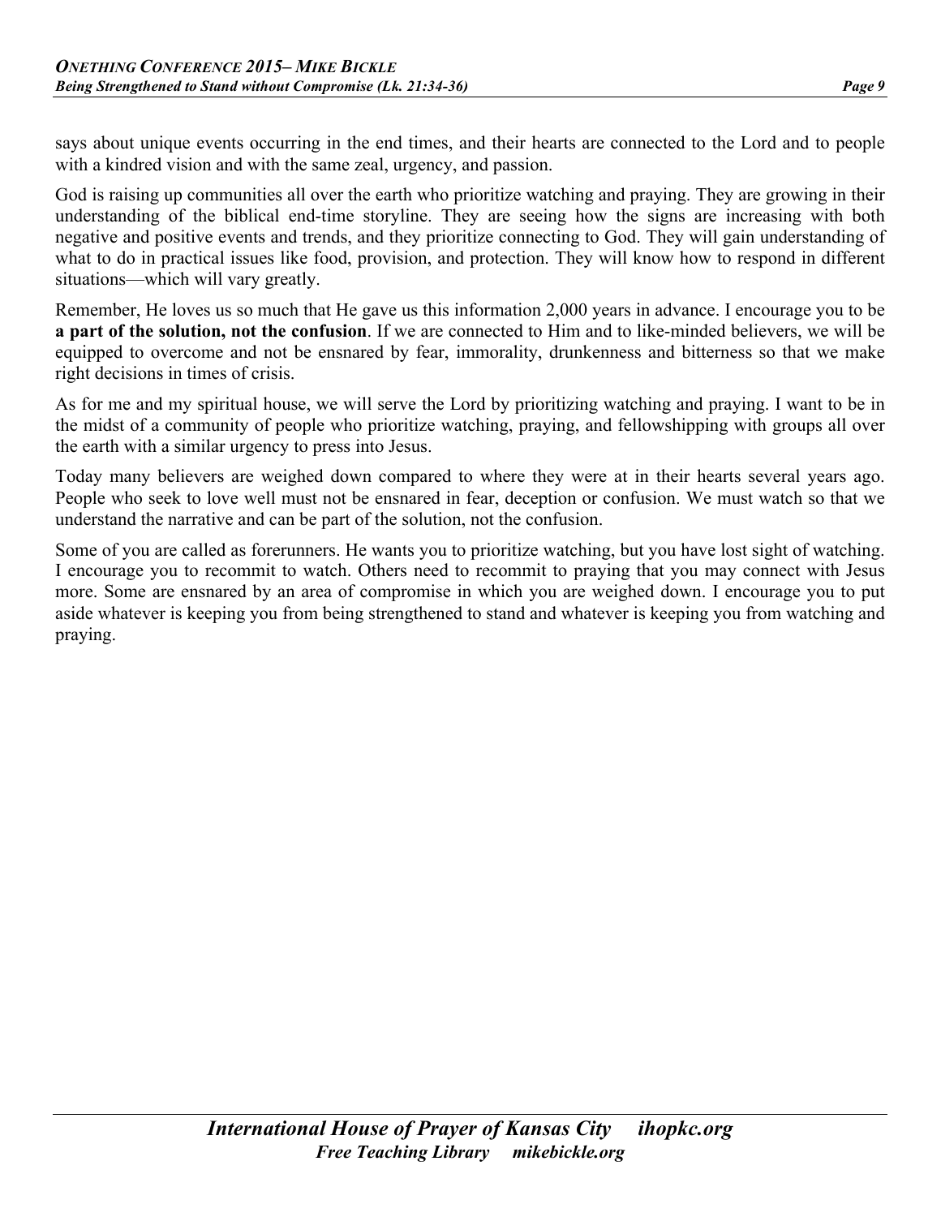says about unique events occurring in the end times, and their hearts are connected to the Lord and to people with a kindred vision and with the same zeal, urgency, and passion.

God is raising up communities all over the earth who prioritize watching and praying. They are growing in their understanding of the biblical end-time storyline. They are seeing how the signs are increasing with both negative and positive events and trends, and they prioritize connecting to God. They will gain understanding of what to do in practical issues like food, provision, and protection. They will know how to respond in different situations—which will vary greatly.

Remember, He loves us so much that He gave us this information 2,000 years in advance. I encourage you to be **a part of the solution, not the confusion**. If we are connected to Him and to like-minded believers, we will be equipped to overcome and not be ensnared by fear, immorality, drunkenness and bitterness so that we make right decisions in times of crisis.

As for me and my spiritual house, we will serve the Lord by prioritizing watching and praying. I want to be in the midst of a community of people who prioritize watching, praying, and fellowshipping with groups all over the earth with a similar urgency to press into Jesus.

Today many believers are weighed down compared to where they were at in their hearts several years ago. People who seek to love well must not be ensnared in fear, deception or confusion. We must watch so that we understand the narrative and can be part of the solution, not the confusion.

Some of you are called as forerunners. He wants you to prioritize watching, but you have lost sight of watching. I encourage you to recommit to watch. Others need to recommit to praying that you may connect with Jesus more. Some are ensnared by an area of compromise in which you are weighed down. I encourage you to put aside whatever is keeping you from being strengthened to stand and whatever is keeping you from watching and praying.